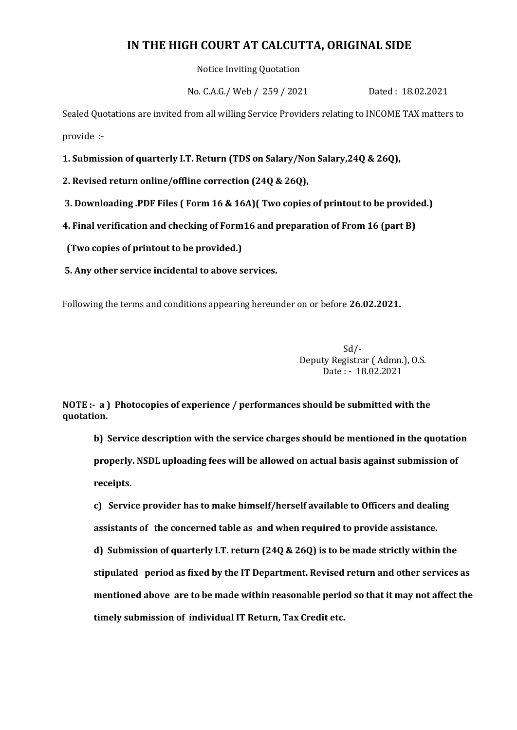# IN THE HIGH COURT AT CALCUTTA, ORIGINAL SIDE

Notice Inviting Quotation

No. C.A.G./ Web / 259 / 2021 Dated : 18.02.2021

Sealed Quotations are invited from all willing Service Providers relating to INCOME TAX matters to provide :-

**1. Submission of quarterly I.T. Return (TDS on Salary/Non Salary,24Q & 26Q),**

**2. Revised return online/offline correction (24Q & 26Q),**

**3. Downloading .PDF Files ( Form 16 & 16A)( Two copies of printout to be provided.)**

**4. Final verification and checking of Form16 and preparation of From 16 (part B)**

**(Two copies of printout to be provided.)**

**5. Any other service incidental to above services.**

Following the terms and conditions appearing hereunder on or before **26.02.2021.**

Sd/-
Deputy Registrar ( Admn.), O.S.
Date : - 18.02.2021

**<u>NOTE</u> :- a ) Photocopies of experience / performances should be submitted with the quotation.**

**b) Service description with the service charges should be mentioned in the quotation properly. NSDL uploading fees will be allowed on actual basis against submission of receipts.**

**c) Service provider has to make himself/herself available to Officers and dealing assistants of the concerned table as and when required to provide assistance.**

**d) Submission of quarterly I.T. return (24Q & 26Q) is to be made strictly within the stipulated period as fixed by the IT Department. Revised return and other services as mentioned above are to be made within reasonable period so that it may not affect the timely submission of individual IT Return, Tax Credit etc.**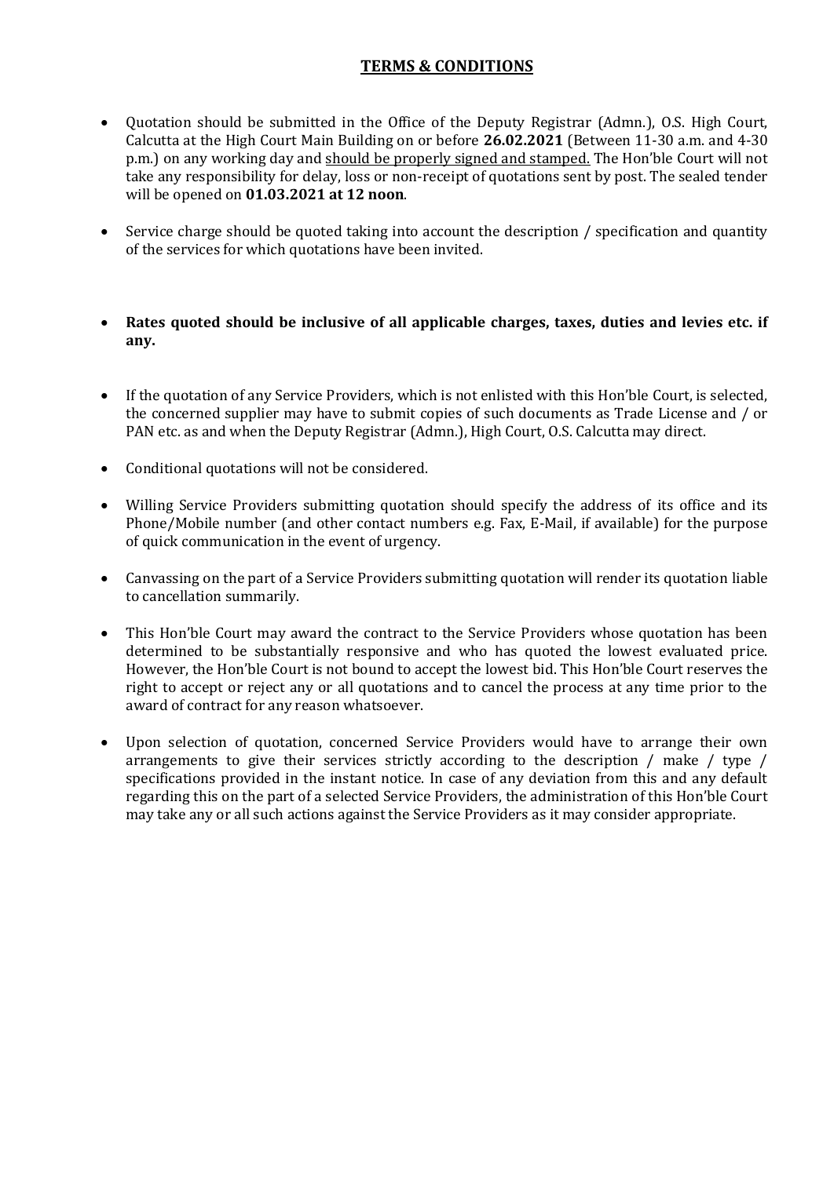## **TERMS & CONDITIONS**

- Quotation should be submitted in the Office of the Deputy Registrar (Admn.), O.S. High Court, Calcutta at the High Court Main Building on or before **26.02.2021** (Between 11-30 a.m. and 4-30 p.m.) on any working day and should be properly signed and stamped. The Hon'ble Court will not take any responsibility for delay, loss or non-receipt of quotations sent by post. The sealed tender will be opened on **01.03.2021 at 12 noon**.

- Service charge should be quoted taking into account the description / specification and quantity of the services for which quotations have been invited.

- **Rates quoted should be inclusive of all applicable charges, taxes, duties and levies etc. if any.**

- If the quotation of any Service Providers, which is not enlisted with this Hon'ble Court, is selected, the concerned supplier may have to submit copies of such documents as Trade License and / or PAN etc. as and when the Deputy Registrar (Admn.), High Court, O.S. Calcutta may direct.

- Conditional quotations will not be considered.

- Willing Service Providers submitting quotation should specify the address of its office and its Phone/Mobile number (and other contact numbers e.g. Fax, E-Mail, if available) for the purpose of quick communication in the event of urgency.

- Canvassing on the part of a Service Providers submitting quotation will render its quotation liable to cancellation summarily.

- This Hon'ble Court may award the contract to the Service Providers whose quotation has been determined to be substantially responsive and who has quoted the lowest evaluated price. However, the Hon'ble Court is not bound to accept the lowest bid. This Hon'ble Court reserves the right to accept or reject any or all quotations and to cancel the process at any time prior to the award of contract for any reason whatsoever.

- Upon selection of quotation, concerned Service Providers would have to arrange their own arrangements to give their services strictly according to the description / make / type / specifications provided in the instant notice. In case of any deviation from this and any default regarding this on the part of a selected Service Providers, the administration of this Hon'ble Court may take any or all such actions against the Service Providers as it may consider appropriate.